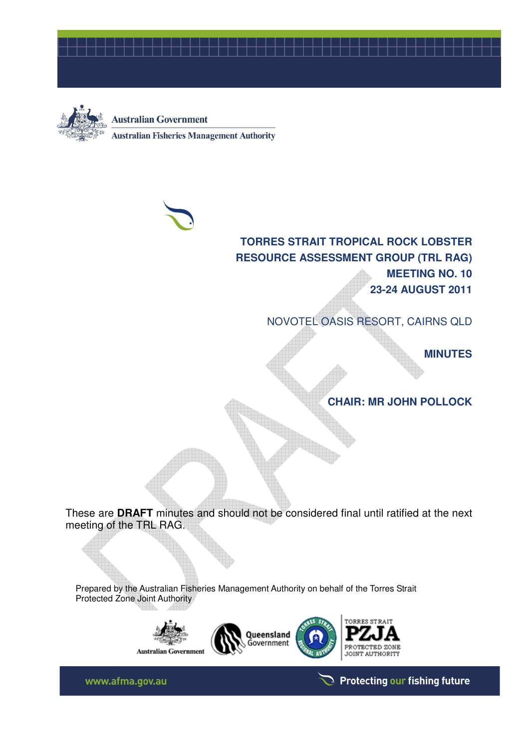Australian Government

Australian Fisheries Management Authority

# TORRES STRAIT TROPICAL ROCK LOBSTER RESOURCE ASSESSMENT GROUP (TRL RAG)

## MEETING NO. 10

## 23-24 AUGUST 2011

NOVOTEL OASIS RESORT, CAIRNS QLD

**MINUTES**

**CHAIR: MR JOHN POLLOCK**

These are **DRAFT** minutes and should not be considered final until ratified at the next meeting of the TRL RAG.

Prepared by the Australian Fisheries Management Authority on behalf of the Torres Strait Protected Zone Joint Authority

Australian Government | Queensland Government | Torres Strait Regional Authority | Torres Strait PZJA Protected Zone Joint Authority

www.afma.gov.au

Protecting our fishing future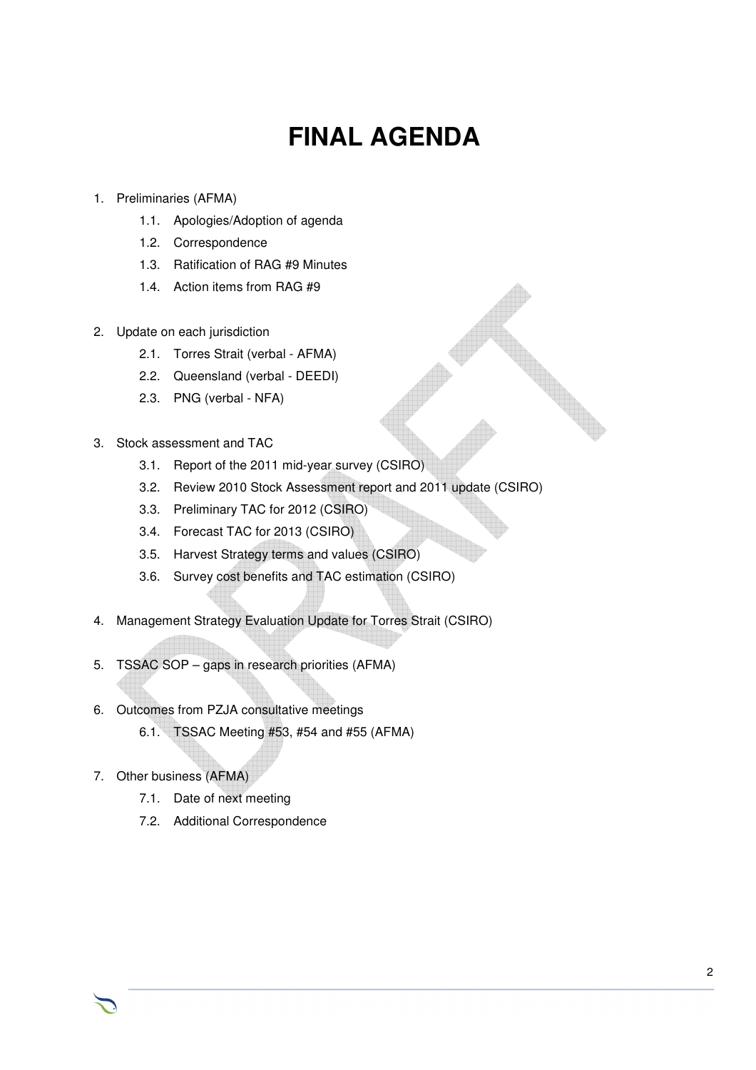# FINAL AGENDA

1. Preliminaries (AFMA)
   1.1. Apologies/Adoption of agenda
   1.2. Correspondence
   1.3. Ratification of RAG #9 Minutes
   1.4. Action items from RAG #9

2. Update on each jurisdiction
   2.1. Torres Strait (verbal - AFMA)
   2.2. Queensland (verbal - DEEDI)
   2.3. PNG (verbal - NFA)

3. Stock assessment and TAC
   3.1. Report of the 2011 mid-year survey (CSIRO)
   3.2. Review 2010 Stock Assessment report and 2011 update (CSIRO)
   3.3. Preliminary TAC for 2012 (CSIRO)
   3.4. Forecast TAC for 2013 (CSIRO)
   3.5. Harvest Strategy terms and values (CSIRO)
   3.6. Survey cost benefits and TAC estimation (CSIRO)

4. Management Strategy Evaluation Update for Torres Strait (CSIRO)

5. TSSAC SOP – gaps in research priorities (AFMA)

6. Outcomes from PZJA consultative meetings
   6.1. TSSAC Meeting #53, #54 and #55 (AFMA)

7. Other business (AFMA)
   7.1. Date of next meeting
   7.2. Additional Correspondence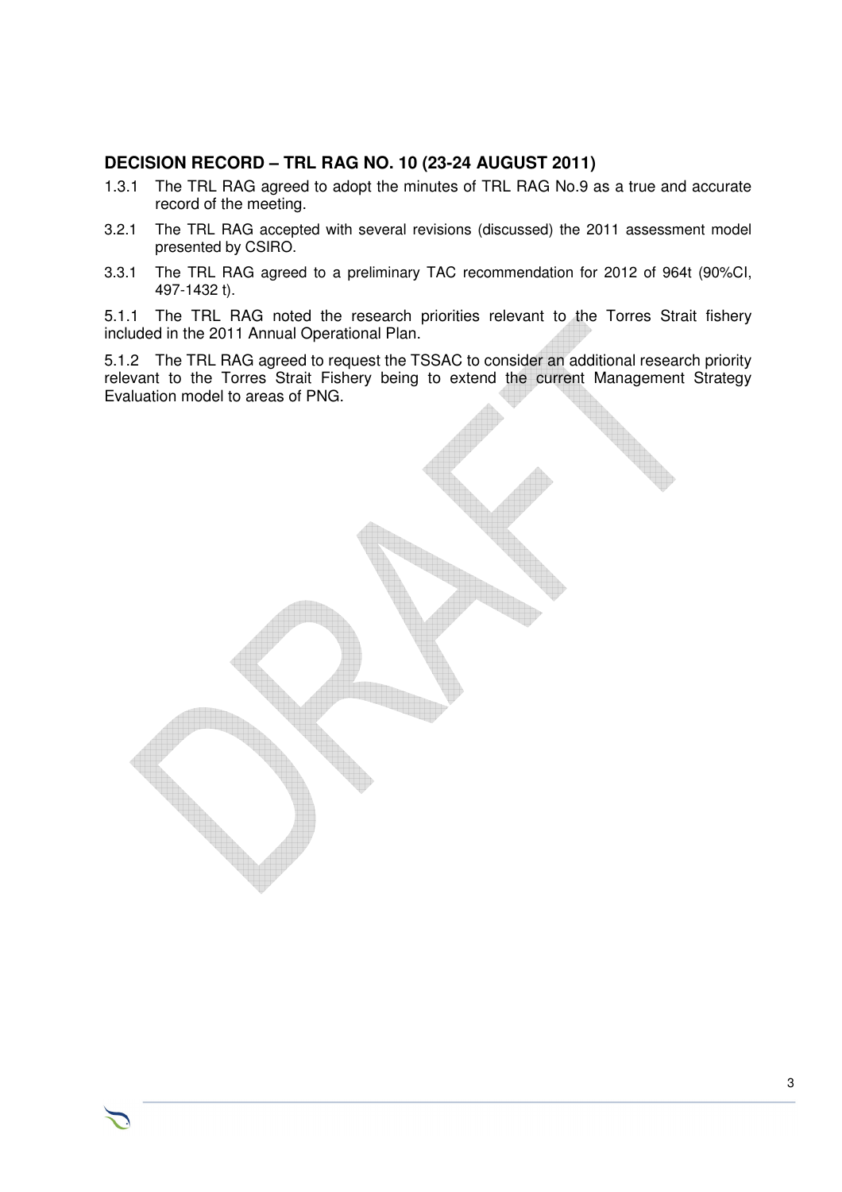## DECISION RECORD – TRL RAG NO. 10 (23-24 AUGUST 2011)

1.3.1 The TRL RAG agreed to adopt the minutes of TRL RAG No.9 as a true and accurate record of the meeting.

3.2.1 The TRL RAG accepted with several revisions (discussed) the 2011 assessment model presented by CSIRO.

3.3.1 The TRL RAG agreed to a preliminary TAC recommendation for 2012 of 964t (90%CI, 497-1432 t).

5.1.1 The TRL RAG noted the research priorities relevant to the Torres Strait fishery included in the 2011 Annual Operational Plan.

5.1.2 The TRL RAG agreed to request the TSSAC to consider an additional research priority relevant to the Torres Strait Fishery being to extend the current Management Strategy Evaluation model to areas of PNG.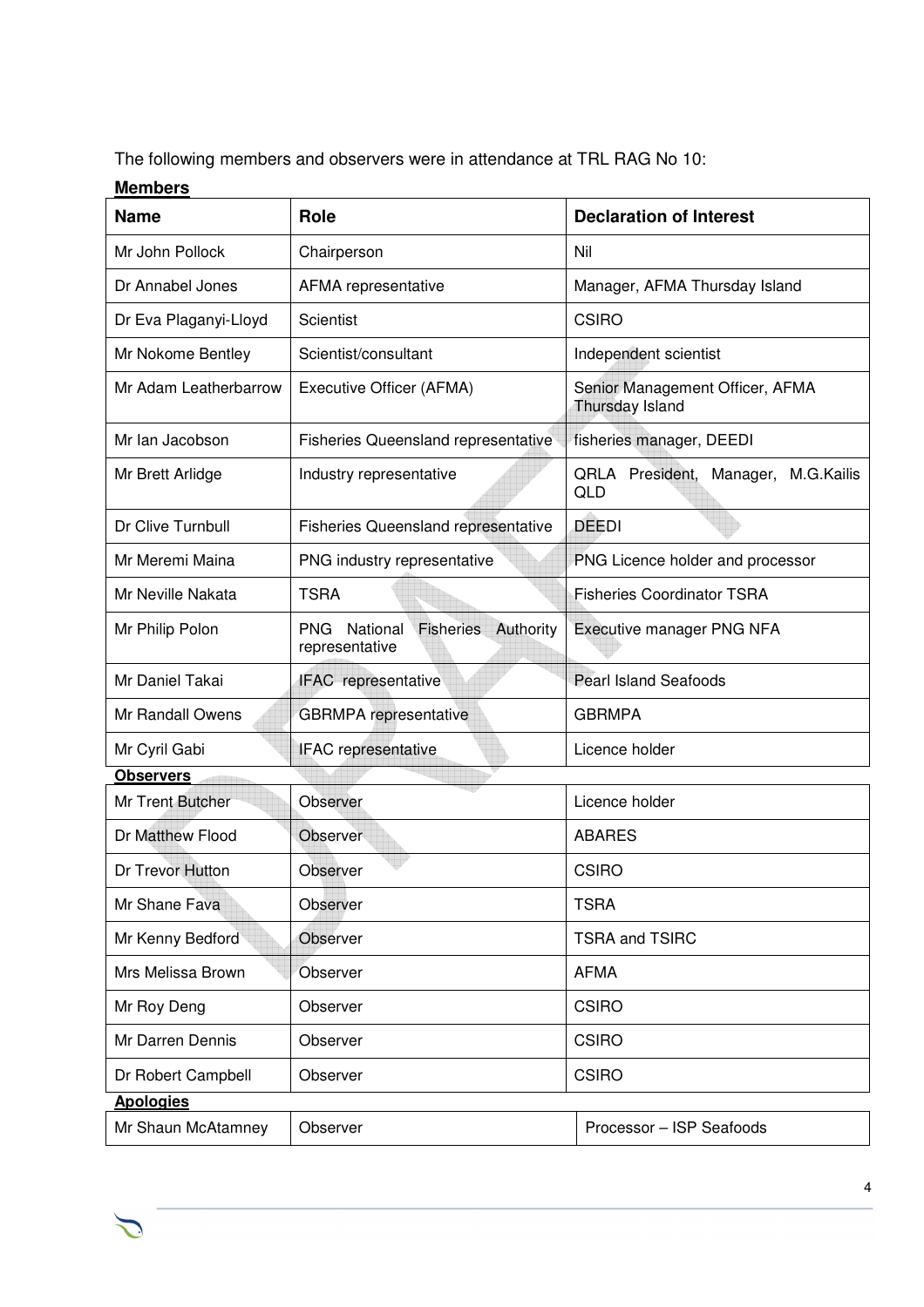The following members and observers were in attendance at TRL RAG No 10:

**Members**

| Name | Role | Declaration of Interest |
|---|---|---|
| Mr John Pollock | Chairperson | Nil |
| Dr Annabel Jones | AFMA representative | Manager, AFMA Thursday Island |
| Dr Eva Plaganyi-Lloyd | Scientist | CSIRO |
| Mr Nokome Bentley | Scientist/consultant | Independent scientist |
| Mr Adam Leatherbarrow | Executive Officer (AFMA) | Senior Management Officer, AFMA Thursday Island |
| Mr Ian Jacobson | Fisheries Queensland representative | fisheries manager, DEEDI |
| Mr Brett Arlidge | Industry representative | QRLA President, Manager, M.G.Kailis QLD |
| Dr Clive Turnbull | Fisheries Queensland representative | DEEDI |
| Mr Meremi Maina | PNG industry representative | PNG Licence holder and processor |
| Mr Neville Nakata | TSRA | Fisheries Coordinator TSRA |
| Mr Philip Polon | PNG National Fisheries Authority representative | Executive manager PNG NFA |
| Mr Daniel Takai | IFAC representative | Pearl Island Seafoods |
| Mr Randall Owens | GBRMPA representative | GBRMPA |
| Mr Cyril Gabi | IFAC representative | Licence holder |
| **Observers** | | |
| Mr Trent Butcher | Observer | Licence holder |
| Dr Matthew Flood | Observer | ABARES |
| Dr Trevor Hutton | Observer | CSIRO |
| Mr Shane Fava | Observer | TSRA |
| Mr Kenny Bedford | Observer | TSRA and TSIRC |
| Mrs Melissa Brown | Observer | AFMA |
| Mr Roy Deng | Observer | CSIRO |
| Mr Darren Dennis | Observer | CSIRO |
| Dr Robert Campbell | Observer | CSIRO |
| **Apologies** | | |
| Mr Shaun McAtamney | Observer | Processor – ISP Seafoods |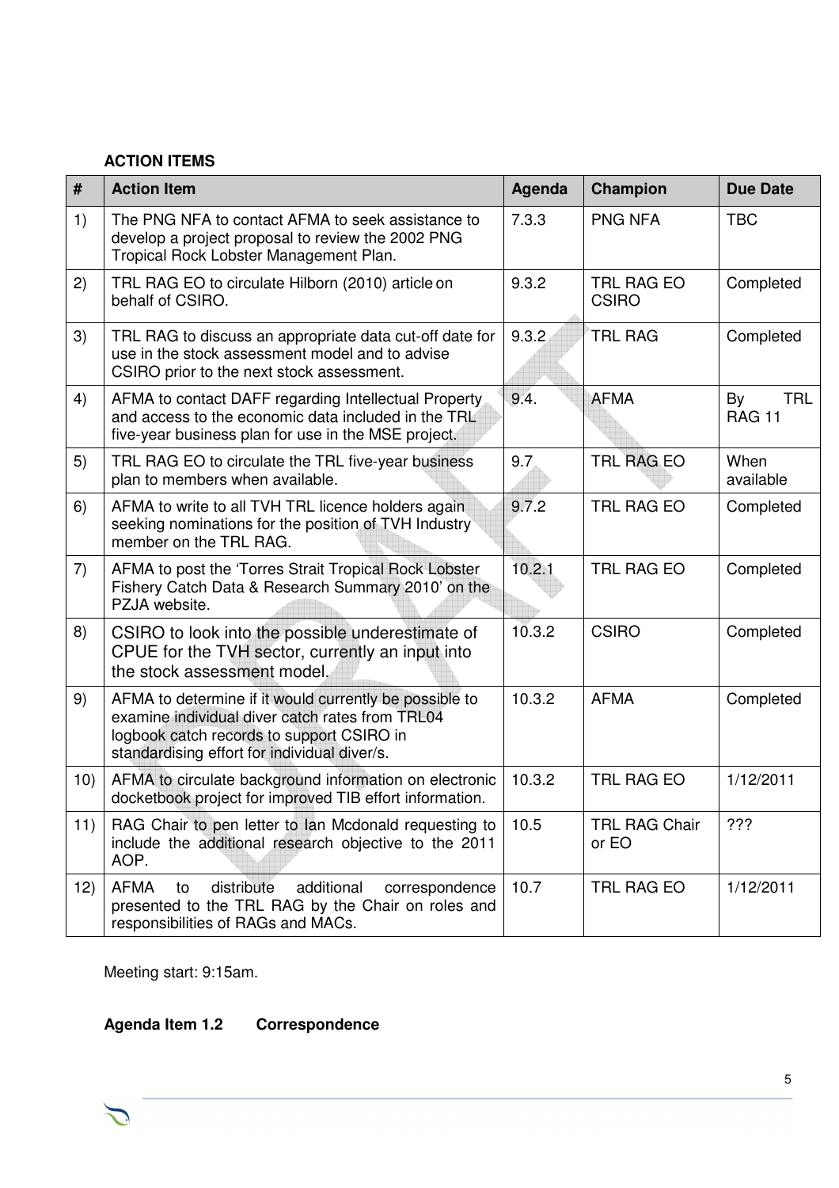**ACTION ITEMS**

| # | Action Item | Agenda | Champion | Due Date |
|---|---|---|---|---|
| 1) | The PNG NFA to contact AFMA to seek assistance to develop a project proposal to review the 2002 PNG Tropical Rock Lobster Management Plan. | 7.3.3 | PNG NFA | TBC |
| 2) | TRL RAG EO to circulate Hilborn (2010) article on behalf of CSIRO. | 9.3.2 | TRL RAG EO CSIRO | Completed |
| 3) | TRL RAG to discuss an appropriate data cut-off date for use in the stock assessment model and to advise CSIRO prior to the next stock assessment. | 9.3.2 | TRL RAG | Completed |
| 4) | AFMA to contact DAFF regarding Intellectual Property and access to the economic data included in the TRL five-year business plan for use in the MSE project. | 9.4. | AFMA | By TRL RAG 11 |
| 5) | TRL RAG EO to circulate the TRL five-year business plan to members when available. | 9.7 | TRL RAG EO | When available |
| 6) | AFMA to write to all TVH TRL licence holders again seeking nominations for the position of TVH Industry member on the TRL RAG. | 9.7.2 | TRL RAG EO | Completed |
| 7) | AFMA to post the 'Torres Strait Tropical Rock Lobster Fishery Catch Data & Research Summary 2010' on the PZJA website. | 10.2.1 | TRL RAG EO | Completed |
| 8) | CSIRO to look into the possible underestimate of CPUE for the TVH sector, currently an input into the stock assessment model. | 10.3.2 | CSIRO | Completed |
| 9) | AFMA to determine if it would currently be possible to examine individual diver catch rates from TRL04 logbook catch records to support CSIRO in standardising effort for individual diver/s. | 10.3.2 | AFMA | Completed |
| 10) | AFMA to circulate background information on electronic docketbook project for improved TIB effort information. | 10.3.2 | TRL RAG EO | 1/12/2011 |
| 11) | RAG Chair to pen letter to Ian Mcdonald requesting to include the additional research objective to the 2011 AOP. | 10.5 | TRL RAG Chair or EO | ??? |
| 12) | AFMA to distribute additional correspondence presented to the TRL RAG by the Chair on roles and responsibilities of RAGs and MACs. | 10.7 | TRL RAG EO | 1/12/2011 |

Meeting start: 9:15am.

**Agenda Item 1.2 Correspondence**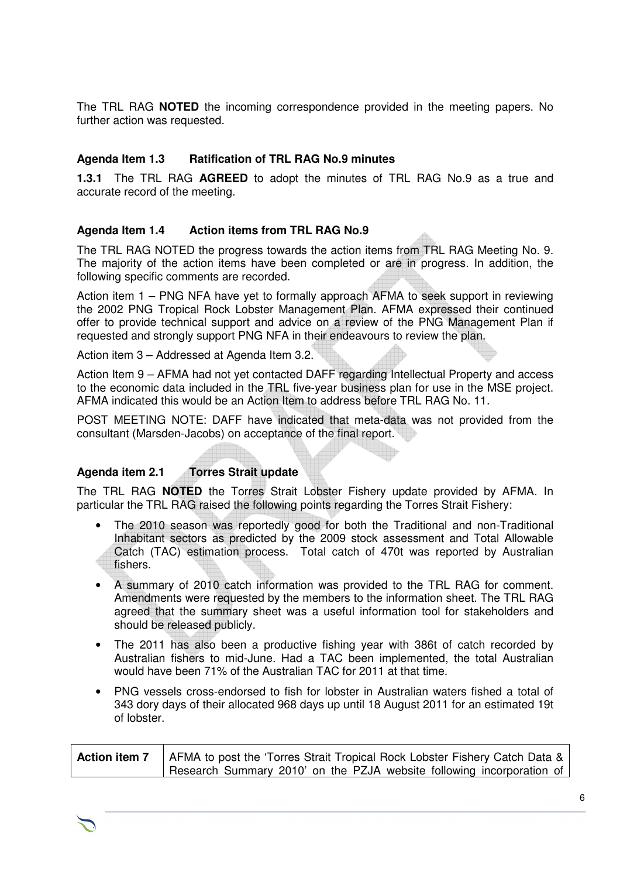The TRL RAG **NOTED** the incoming correspondence provided in the meeting papers. No further action was requested.

### Agenda Item 1.3 Ratification of TRL RAG No.9 minutes

**1.3.1** The TRL RAG **AGREED** to adopt the minutes of TRL RAG No.9 as a true and accurate record of the meeting.

### Agenda Item 1.4 Action items from TRL RAG No.9

The TRL RAG NOTED the progress towards the action items from TRL RAG Meeting No. 9. The majority of the action items have been completed or are in progress. In addition, the following specific comments are recorded.

Action item 1 – PNG NFA have yet to formally approach AFMA to seek support in reviewing the 2002 PNG Tropical Rock Lobster Management Plan. AFMA expressed their continued offer to provide technical support and advice on a review of the PNG Management Plan if requested and strongly support PNG NFA in their endeavours to review the plan.

Action item 3 – Addressed at Agenda Item 3.2.

Action Item 9 – AFMA had not yet contacted DAFF regarding Intellectual Property and access to the economic data included in the TRL five-year business plan for use in the MSE project. AFMA indicated this would be an Action Item to address before TRL RAG No. 11.

POST MEETING NOTE: DAFF have indicated that meta-data was not provided from the consultant (Marsden-Jacobs) on acceptance of the final report.

### Agenda item 2.1 Torres Strait update

The TRL RAG **NOTED** the Torres Strait Lobster Fishery update provided by AFMA. In particular the TRL RAG raised the following points regarding the Torres Strait Fishery:

- The 2010 season was reportedly good for both the Traditional and non-Traditional Inhabitant sectors as predicted by the 2009 stock assessment and Total Allowable Catch (TAC) estimation process. Total catch of 470t was reported by Australian fishers.
- A summary of 2010 catch information was provided to the TRL RAG for comment. Amendments were requested by the members to the information sheet. The TRL RAG agreed that the summary sheet was a useful information tool for stakeholders and should be released publicly.
- The 2011 has also been a productive fishing year with 386t of catch recorded by Australian fishers to mid-June. Had a TAC been implemented, the total Australian would have been 71% of the Australian TAC for 2011 at that time.
- PNG vessels cross-endorsed to fish for lobster in Australian waters fished a total of 343 dory days of their allocated 968 days up until 18 August 2011 for an estimated 19t of lobster.

| **Action item 7** | AFMA to post the 'Torres Strait Tropical Rock Lobster Fishery Catch Data & Research Summary 2010' on the PZJA website following incorporation of |
|---|---|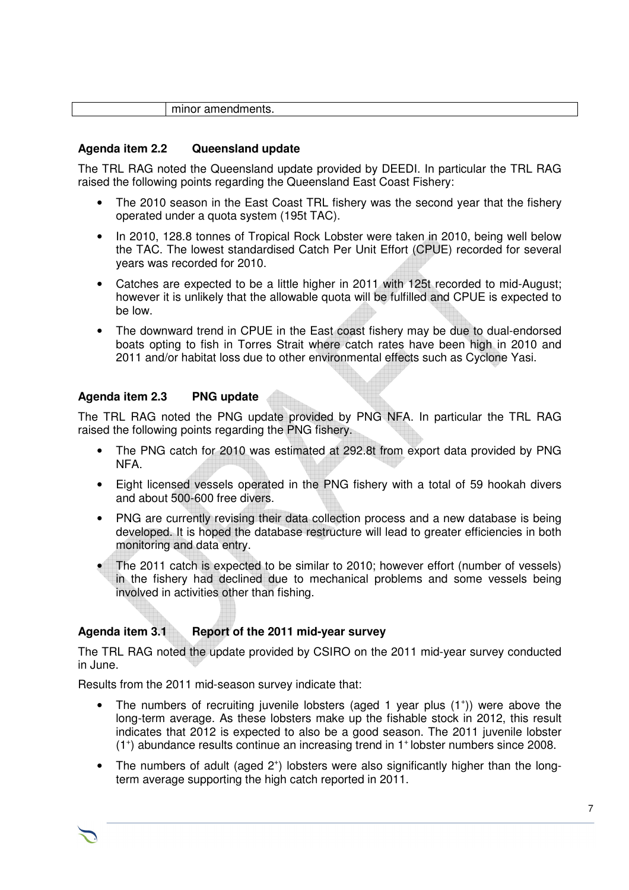| | minor amendments. |
|---|---|

**Agenda item 2.2 Queensland update**

The TRL RAG noted the Queensland update provided by DEEDI. In particular the TRL RAG raised the following points regarding the Queensland East Coast Fishery:

- The 2010 season in the East Coast TRL fishery was the second year that the fishery operated under a quota system (195t TAC).
- In 2010, 128.8 tonnes of Tropical Rock Lobster were taken in 2010, being well below the TAC. The lowest standardised Catch Per Unit Effort (CPUE) recorded for several years was recorded for 2010.
- Catches are expected to be a little higher in 2011 with 125t recorded to mid-August; however it is unlikely that the allowable quota will be fulfilled and CPUE is expected to be low.
- The downward trend in CPUE in the East coast fishery may be due to dual-endorsed boats opting to fish in Torres Strait where catch rates have been high in 2010 and 2011 and/or habitat loss due to other environmental effects such as Cyclone Yasi.

**Agenda item 2.3 PNG update**

The TRL RAG noted the PNG update provided by PNG NFA. In particular the TRL RAG raised the following points regarding the PNG fishery.

- The PNG catch for 2010 was estimated at 292.8t from export data provided by PNG NFA.
- Eight licensed vessels operated in the PNG fishery with a total of 59 hookah divers and about 500-600 free divers.
- PNG are currently revising their data collection process and a new database is being developed. It is hoped the database restructure will lead to greater efficiencies in both monitoring and data entry.
- The 2011 catch is expected to be similar to 2010; however effort (number of vessels) in the fishery had declined due to mechanical problems and some vessels being involved in activities other than fishing.

**Agenda item 3.1 Report of the 2011 mid-year survey**

The TRL RAG noted the update provided by CSIRO on the 2011 mid-year survey conducted in June.

Results from the 2011 mid-season survey indicate that:

- The numbers of recruiting juvenile lobsters (aged 1 year plus ($1^{+}$)) were above the long-term average. As these lobsters make up the fishable stock in 2012, this result indicates that 2012 is expected to also be a good season. The 2011 juvenile lobster ($1^{+}$) abundance results continue an increasing trend in $1^{+}$ lobster numbers since 2008.
- The numbers of adult (aged $2^{+}$) lobsters were also significantly higher than the long-term average supporting the high catch reported in 2011.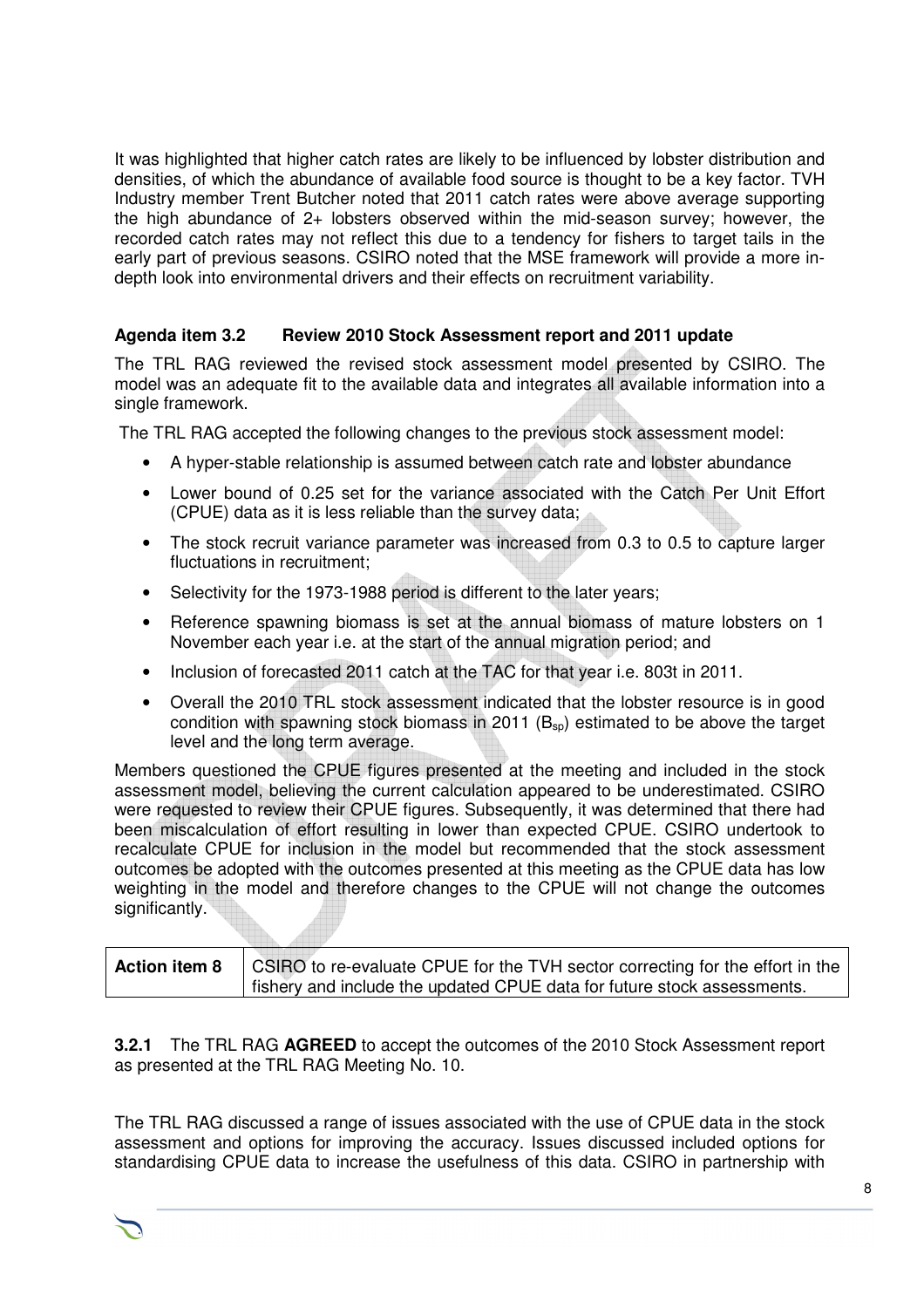It was highlighted that higher catch rates are likely to be influenced by lobster distribution and densities, of which the abundance of available food source is thought to be a key factor. TVH Industry member Trent Butcher noted that 2011 catch rates were above average supporting the high abundance of 2+ lobsters observed within the mid-season survey; however, the recorded catch rates may not reflect this due to a tendency for fishers to target tails in the early part of previous seasons. CSIRO noted that the MSE framework will provide a more in-depth look into environmental drivers and their effects on recruitment variability.

### Agenda item 3.2 Review 2010 Stock Assessment report and 2011 update

The TRL RAG reviewed the revised stock assessment model presented by CSIRO. The model was an adequate fit to the available data and integrates all available information into a single framework.

The TRL RAG accepted the following changes to the previous stock assessment model:

- A hyper-stable relationship is assumed between catch rate and lobster abundance
- Lower bound of 0.25 set for the variance associated with the Catch Per Unit Effort (CPUE) data as it is less reliable than the survey data;
- The stock recruit variance parameter was increased from 0.3 to 0.5 to capture larger fluctuations in recruitment;
- Selectivity for the 1973-1988 period is different to the later years;
- Reference spawning biomass is set at the annual biomass of mature lobsters on 1 November each year i.e. at the start of the annual migration period; and
- Inclusion of forecasted 2011 catch at the TAC for that year i.e. 803t in 2011.
- Overall the 2010 TRL stock assessment indicated that the lobster resource is in good condition with spawning stock biomass in 2011 ($B_{sp}$) estimated to be above the target level and the long term average.

Members questioned the CPUE figures presented at the meeting and included in the stock assessment model, believing the current calculation appeared to be underestimated. CSIRO were requested to review their CPUE figures. Subsequently, it was determined that there had been miscalculation of effort resulting in lower than expected CPUE. CSIRO undertook to recalculate CPUE for inclusion in the model but recommended that the stock assessment outcomes be adopted with the outcomes presented at this meeting as the CPUE data has low weighting in the model and therefore changes to the CPUE will not change the outcomes significantly.

| **Action item 8** | CSIRO to re-evaluate CPUE for the TVH sector correcting for the effort in the fishery and include the updated CPUE data for future stock assessments. |
|---|---|

**3.2.1** The TRL RAG **AGREED** to accept the outcomes of the 2010 Stock Assessment report as presented at the TRL RAG Meeting No. 10.

The TRL RAG discussed a range of issues associated with the use of CPUE data in the stock assessment and options for improving the accuracy. Issues discussed included options for standardising CPUE data to increase the usefulness of this data. CSIRO in partnership with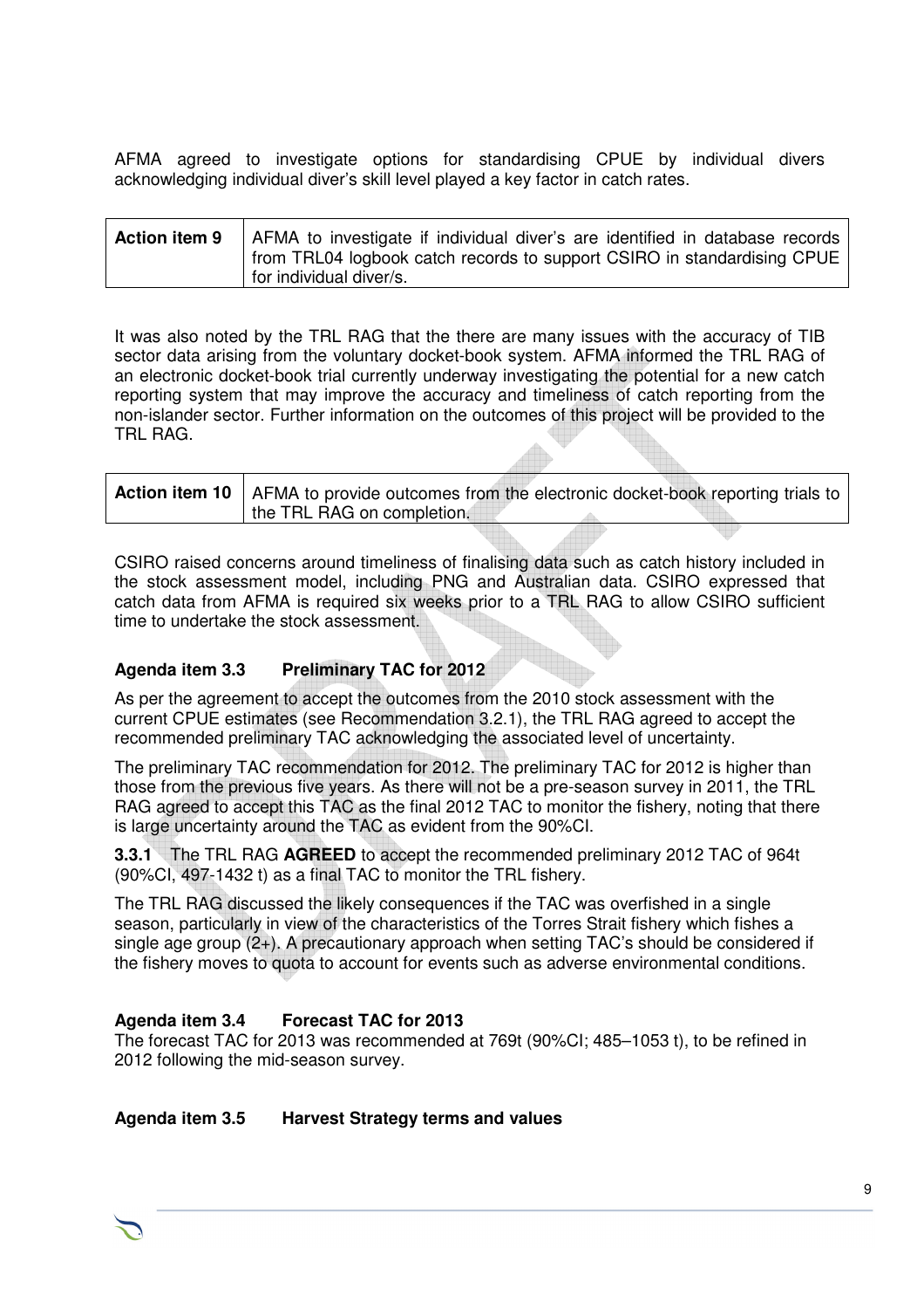AFMA agreed to investigate options for standardising CPUE by individual divers acknowledging individual diver's skill level played a key factor in catch rates.

| **Action item 9** | AFMA to investigate if individual diver's are identified in database records from TRL04 logbook catch records to support CSIRO in standardising CPUE for individual diver/s. |
|---|---|

It was also noted by the TRL RAG that the there are many issues with the accuracy of TIB sector data arising from the voluntary docket-book system. AFMA informed the TRL RAG of an electronic docket-book trial currently underway investigating the potential for a new catch reporting system that may improve the accuracy and timeliness of catch reporting from the non-islander sector. Further information on the outcomes of this project will be provided to the TRL RAG.

| **Action item 10** | AFMA to provide outcomes from the electronic docket-book reporting trials to the TRL RAG on completion. |
|---|---|

CSIRO raised concerns around timeliness of finalising data such as catch history included in the stock assessment model, including PNG and Australian data. CSIRO expressed that catch data from AFMA is required six weeks prior to a TRL RAG to allow CSIRO sufficient time to undertake the stock assessment.

**Agenda item 3.3 Preliminary TAC for 2012**

As per the agreement to accept the outcomes from the 2010 stock assessment with the current CPUE estimates (see Recommendation 3.2.1), the TRL RAG agreed to accept the recommended preliminary TAC acknowledging the associated level of uncertainty.

The preliminary TAC recommendation for 2012. The preliminary TAC for 2012 is higher than those from the previous five years. As there will not be a pre-season survey in 2011, the TRL RAG agreed to accept this TAC as the final 2012 TAC to monitor the fishery, noting that there is large uncertainty around the TAC as evident from the 90%CI.

**3.3.1** The TRL RAG **AGREED** to accept the recommended preliminary 2012 TAC of 964t (90%CI, 497-1432 t) as a final TAC to monitor the TRL fishery.

The TRL RAG discussed the likely consequences if the TAC was overfished in a single season, particularly in view of the characteristics of the Torres Strait fishery which fishes a single age group (2+). A precautionary approach when setting TAC's should be considered if the fishery moves to quota to account for events such as adverse environmental conditions.

**Agenda item 3.4 Forecast TAC for 2013**

The forecast TAC for 2013 was recommended at 769t (90%CI; 485–1053 t), to be refined in 2012 following the mid-season survey.

**Agenda item 3.5 Harvest Strategy terms and values**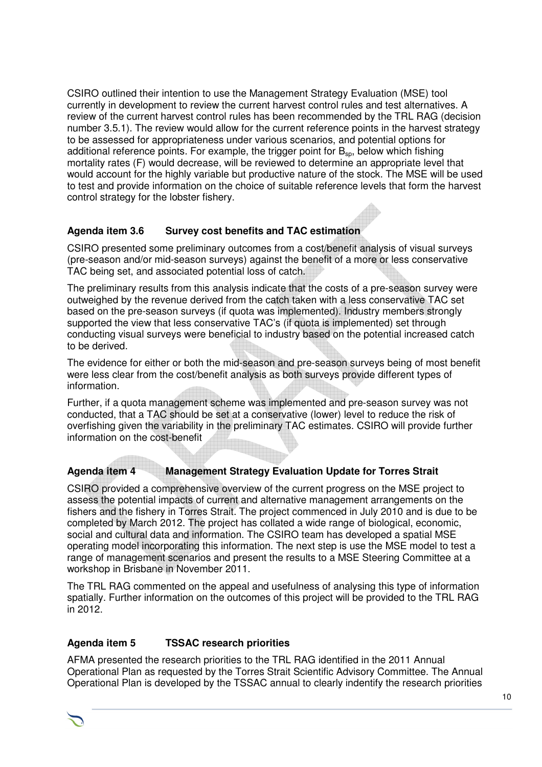CSIRO outlined their intention to use the Management Strategy Evaluation (MSE) tool currently in development to review the current harvest control rules and test alternatives. A review of the current harvest control rules has been recommended by the TRL RAG (decision number 3.5.1). The review would allow for the current reference points in the harvest strategy to be assessed for appropriateness under various scenarios, and potential options for additional reference points. For example, the trigger point for $B_{sp}$, below which fishing mortality rates (F) would decrease, will be reviewed to determine an appropriate level that would account for the highly variable but productive nature of the stock. The MSE will be used to test and provide information on the choice of suitable reference levels that form the harvest control strategy for the lobster fishery.

### Agenda item 3.6 Survey cost benefits and TAC estimation

CSIRO presented some preliminary outcomes from a cost/benefit analysis of visual surveys (pre-season and/or mid-season surveys) against the benefit of a more or less conservative TAC being set, and associated potential loss of catch.

The preliminary results from this analysis indicate that the costs of a pre-season survey were outweighed by the revenue derived from the catch taken with a less conservative TAC set based on the pre-season surveys (if quota was implemented). Industry members strongly supported the view that less conservative TAC's (if quota is implemented) set through conducting visual surveys were beneficial to industry based on the potential increased catch to be derived.

The evidence for either or both the mid-season and pre-season surveys being of most benefit were less clear from the cost/benefit analysis as both surveys provide different types of information.

Further, if a quota management scheme was implemented and pre-season survey was not conducted, that a TAC should be set at a conservative (lower) level to reduce the risk of overfishing given the variability in the preliminary TAC estimates. CSIRO will provide further information on the cost-benefit

## Agenda item 4 Management Strategy Evaluation Update for Torres Strait

CSIRO provided a comprehensive overview of the current progress on the MSE project to assess the potential impacts of current and alternative management arrangements on the fishers and the fishery in Torres Strait. The project commenced in July 2010 and is due to be completed by March 2012. The project has collated a wide range of biological, economic, social and cultural data and information. The CSIRO team has developed a spatial MSE operating model incorporating this information. The next step is use the MSE model to test a range of management scenarios and present the results to a MSE Steering Committee at a workshop in Brisbane in November 2011.

The TRL RAG commented on the appeal and usefulness of analysing this type of information spatially. Further information on the outcomes of this project will be provided to the TRL RAG in 2012.

## Agenda item 5 TSSAC research priorities

AFMA presented the research priorities to the TRL RAG identified in the 2011 Annual Operational Plan as requested by the Torres Strait Scientific Advisory Committee. The Annual Operational Plan is developed by the TSSAC annual to clearly indentify the research priorities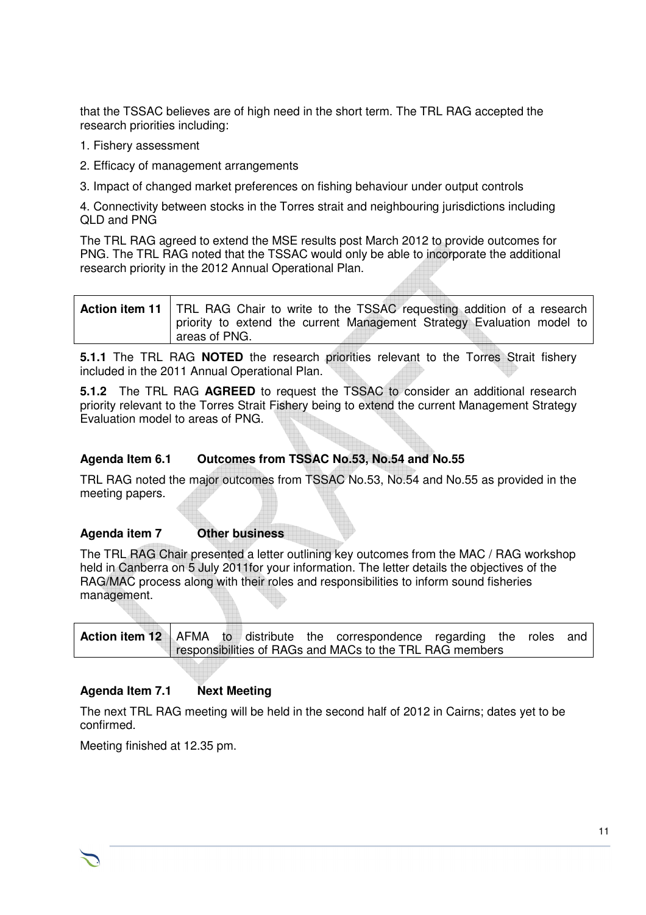that the TSSAC believes are of high need in the short term. The TRL RAG accepted the research priorities including:

1. Fishery assessment
2. Efficacy of management arrangements
3. Impact of changed market preferences on fishing behaviour under output controls
4. Connectivity between stocks in the Torres strait and neighbouring jurisdictions including QLD and PNG

The TRL RAG agreed to extend the MSE results post March 2012 to provide outcomes for PNG. The TRL RAG noted that the TSSAC would only be able to incorporate the additional research priority in the 2012 Annual Operational Plan.

| | |
|---|---|
| **Action item 11** | TRL RAG Chair to write to the TSSAC requesting addition of a research priority to extend the current Management Strategy Evaluation model to areas of PNG. |

**5.1.1** The TRL RAG **NOTED** the research priorities relevant to the Torres Strait fishery included in the 2011 Annual Operational Plan.

**5.1.2** The TRL RAG **AGREED** to request the TSSAC to consider an additional research priority relevant to the Torres Strait Fishery being to extend the current Management Strategy Evaluation model to areas of PNG.

### Agenda Item 6.1 Outcomes from TSSAC No.53, No.54 and No.55

TRL RAG noted the major outcomes from TSSAC No.53, No.54 and No.55 as provided in the meeting papers.

### Agenda item 7 Other business

The TRL RAG Chair presented a letter outlining key outcomes from the MAC / RAG workshop held in Canberra on 5 July 2011for your information. The letter details the objectives of the RAG/MAC process along with their roles and responsibilities to inform sound fisheries management.

| | |
|---|---|
| **Action item 12** | AFMA to distribute the correspondence regarding the roles and responsibilities of RAGs and MACs to the TRL RAG members |

### Agenda Item 7.1 Next Meeting

The next TRL RAG meeting will be held in the second half of 2012 in Cairns; dates yet to be confirmed.

Meeting finished at 12.35 pm.